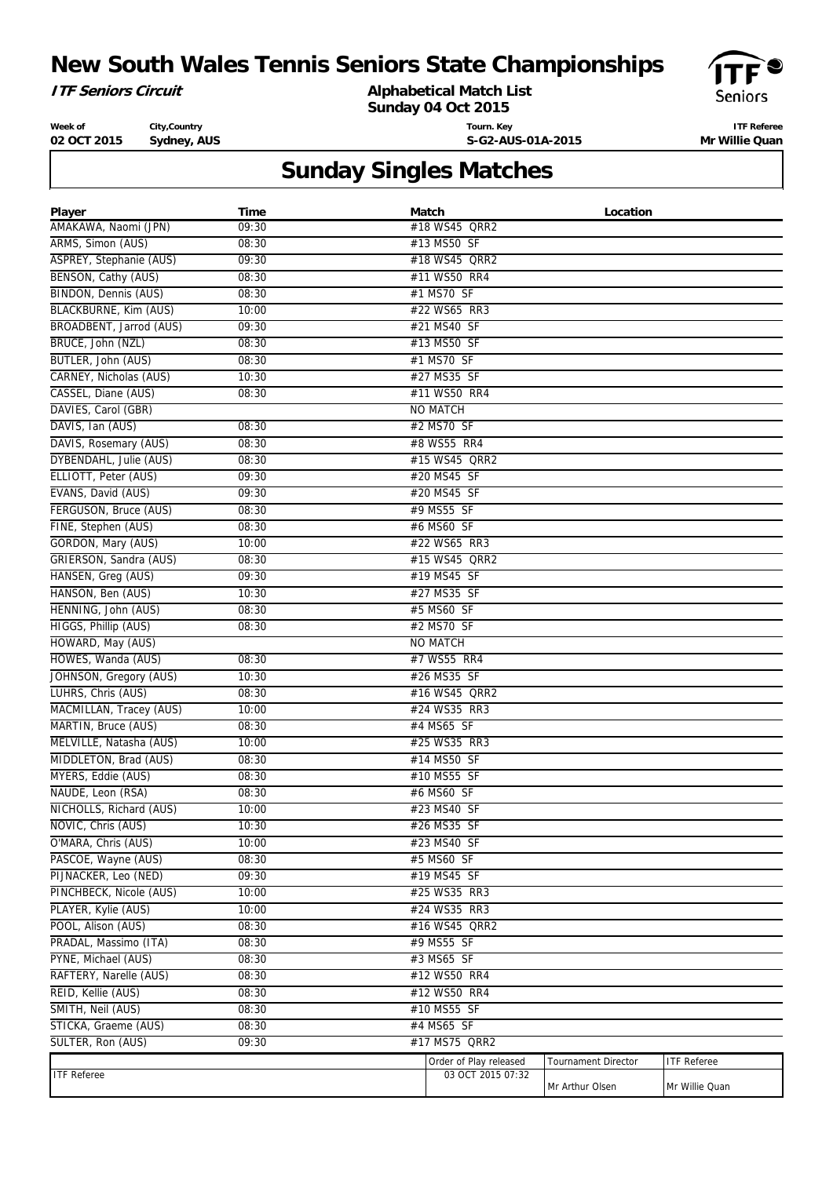# New South Wales Tennis Seniors State Championships

***ITF Seniors Circuit***

**Alphabetical Match List**
**Sunday 04 Oct 2015**

| Week of | City,Country | Tourn. Key | ITF Referee |
|---|---|---|---|
| **02 OCT 2015** | **Sydney, AUS** | **S-G2-AUS-01A-2015** | **Mr Willie Quan** |

## Sunday Singles Matches

| Player | Time | Match | Location |
|---|---|---|---|
| AMAKAWA, Naomi (JPN) | 09:30 | #18 WS45 QRR2 | |
| ARMS, Simon (AUS) | 08:30 | #13 MS50 SF | |
| ASPREY, Stephanie (AUS) | 09:30 | #18 WS45 QRR2 | |
| BENSON, Cathy (AUS) | 08:30 | #11 WS50 RR4 | |
| BINDON, Dennis (AUS) | 08:30 | #1 MS70 SF | |
| BLACKBURNE, Kim (AUS) | 10:00 | #22 WS65 RR3 | |
| BROADBENT, Jarrod (AUS) | 09:30 | #21 MS40 SF | |
| BRUCE, John (NZL) | 08:30 | #13 MS50 SF | |
| BUTLER, John (AUS) | 08:30 | #1 MS70 SF | |
| CARNEY, Nicholas (AUS) | 10:30 | #27 MS35 SF | |
| CASSEL, Diane (AUS) | 08:30 | #11 WS50 RR4 | |
| DAVIES, Carol (GBR) | | NO MATCH | |
| DAVIS, Ian (AUS) | 08:30 | #2 MS70 SF | |
| DAVIS, Rosemary (AUS) | 08:30 | #8 WS55 RR4 | |
| DYBENDAHL, Julie (AUS) | 08:30 | #15 WS45 QRR2 | |
| ELLIOTT, Peter (AUS) | 09:30 | #20 MS45 SF | |
| EVANS, David (AUS) | 09:30 | #20 MS45 SF | |
| FERGUSON, Bruce (AUS) | 08:30 | #9 MS55 SF | |
| FINE, Stephen (AUS) | 08:30 | #6 MS60 SF | |
| GORDON, Mary (AUS) | 10:00 | #22 WS65 RR3 | |
| GRIERSON, Sandra (AUS) | 08:30 | #15 WS45 QRR2 | |
| HANSEN, Greg (AUS) | 09:30 | #19 MS45 SF | |
| HANSON, Ben (AUS) | 10:30 | #27 MS35 SF | |
| HENNING, John (AUS) | 08:30 | #5 MS60 SF | |
| HIGGS, Phillip (AUS) | 08:30 | #2 MS70 SF | |
| HOWARD, May (AUS) | | NO MATCH | |
| HOWES, Wanda (AUS) | 08:30 | #7 WS55 RR4 | |
| JOHNSON, Gregory (AUS) | 10:30 | #26 MS35 SF | |
| LUHRS, Chris (AUS) | 08:30 | #16 WS45 QRR2 | |
| MACMILLAN, Tracey (AUS) | 10:00 | #24 WS35 RR3 | |
| MARTIN, Bruce (AUS) | 08:30 | #4 MS65 SF | |
| MELVILLE, Natasha (AUS) | 10:00 | #25 WS35 RR3 | |
| MIDDLETON, Brad (AUS) | 08:30 | #14 MS50 SF | |
| MYERS, Eddie (AUS) | 08:30 | #10 MS55 SF | |
| NAUDE, Leon (RSA) | 08:30 | #6 MS60 SF | |
| NICHOLLS, Richard (AUS) | 10:00 | #23 MS40 SF | |
| NOVIC, Chris (AUS) | 10:30 | #26 MS35 SF | |
| O'MARA, Chris (AUS) | 10:00 | #23 MS40 SF | |
| PASCOE, Wayne (AUS) | 08:30 | #5 MS60 SF | |
| PIJNACKER, Leo (NED) | 09:30 | #19 MS45 SF | |
| PINCHBECK, Nicole (AUS) | 10:00 | #25 WS35 RR3 | |
| PLAYER, Kylie (AUS) | 10:00 | #24 WS35 RR3 | |
| POOL, Alison (AUS) | 08:30 | #16 WS45 QRR2 | |
| PRADAL, Massimo (ITA) | 08:30 | #9 MS55 SF | |
| PYNE, Michael (AUS) | 08:30 | #3 MS65 SF | |
| RAFTERY, Narelle (AUS) | 08:30 | #12 WS50 RR4 | |
| REID, Kellie (AUS) | 08:30 | #12 WS50 RR4 | |
| SMITH, Neil (AUS) | 08:30 | #10 MS55 SF | |
| STICKA, Graeme (AUS) | 08:30 | #4 MS65 SF | |
| SULTER, Ron (AUS) | 09:30 | #17 MS75 QRR2 | |

| ITF Referee | Order of Play released | Tournament Director | ITF Referee |
|---|---|---|---|
| | 03 OCT 2015 07:32 | Mr Arthur Olsen | Mr Willie Quan |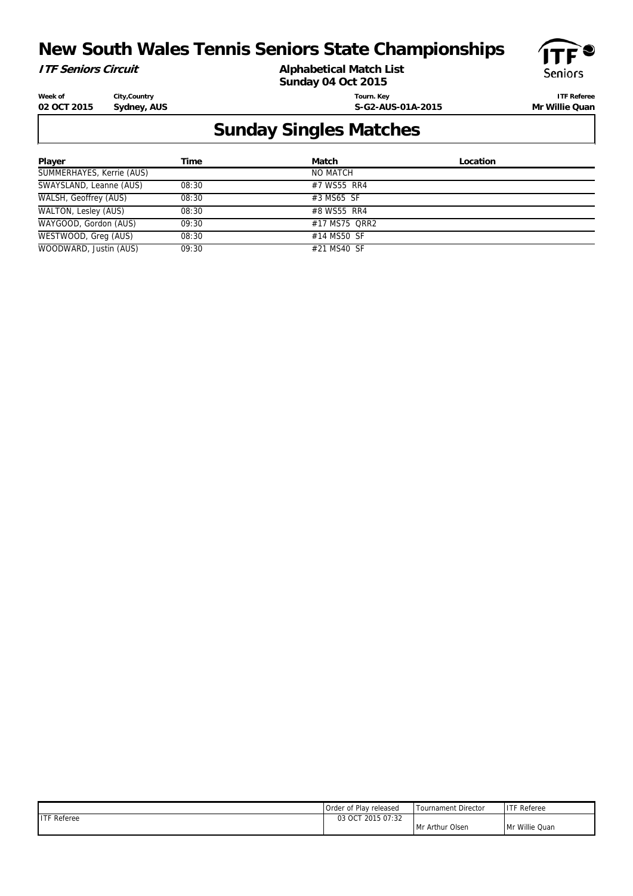# New South Wales Tennis Seniors State Championships

***ITF Seniors Circuit***

**Alphabetical Match List**
**Sunday 04 Oct 2015**

| Week of | City,Country | Tourn. Key | ITF Referee |
|---|---|---|---|
| **02 OCT 2015** | **Sydney, AUS** | **S-G2-AUS-01A-2015** | **Mr Willie Quan** |

## Sunday Singles Matches

| Player | Time | Match | Location |
|---|---|---|---|
| SUMMERHAYES, Kerrie (AUS) | | NO MATCH | |
| SWAYSLAND, Leanne (AUS) | 08:30 | #7 WS55 RR4 | |
| WALSH, Geoffrey (AUS) | 08:30 | #3 MS65 SF | |
| WALTON, Lesley (AUS) | 08:30 | #8 WS55 RR4 | |
| WAYGOOD, Gordon (AUS) | 09:30 | #17 MS75 QRR2 | |
| WESTWOOD, Greg (AUS) | 08:30 | #14 MS50 SF | |
| WOODWARD, Justin (AUS) | 09:30 | #21 MS40 SF | |

| | Order of Play released | Tournament Director | ITF Referee |
|---|---|---|---|
| ITF Referee | 03 OCT 2015 07:32 | Mr Arthur Olsen | Mr Willie Quan |